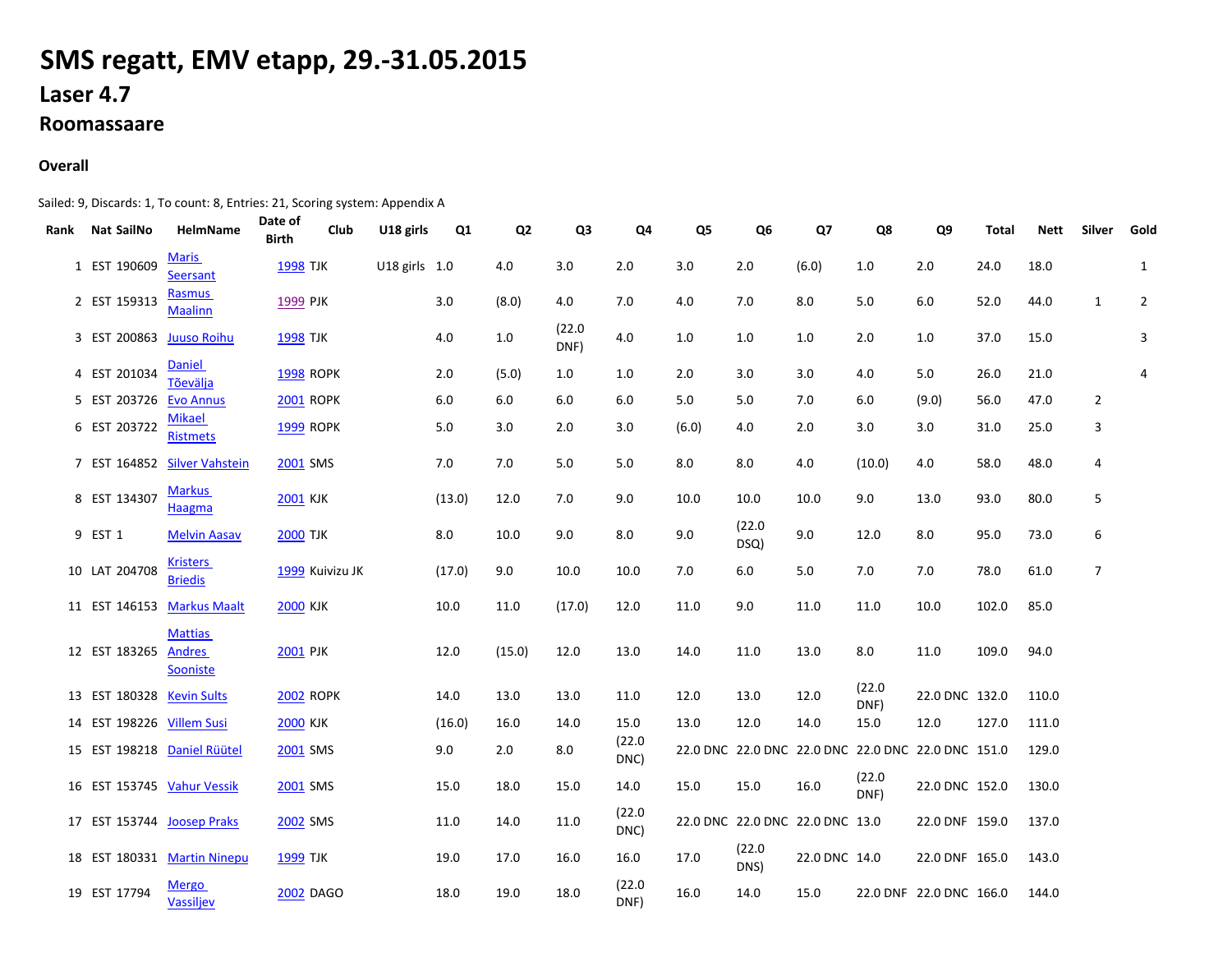# SMS regatt, EMV etapp, 29.-31.05.2015

## Laser 4.7

### Roomassaare

**Overall**

Sailed: 9, Discards: 1, To count: 8, Entries: 21, Scoring system: Appendix A

| Rank | Nat | SailNo | HelmName | Date of Birth | Club | U18 girls | Q1 | Q2 | Q3 | Q4 | Q5 | Q6 | Q7 | Q8 | Q9 | Total | Nett | Silver | Gold |
|---|---|---|---|---|---|---|---|---|---|---|---|---|---|---|---|---|---|---|---|
| 1 | EST | 190609 | Maris Seersant | 1998 | TJK | U18 girls | 1.0 | 4.0 | 3.0 | 2.0 | 3.0 | 2.0 | (6.0) | 1.0 | 2.0 | 24.0 | 18.0 | | 1 |
| 2 | EST | 159313 | Rasmus Maalinn | 1999 | PJK | | 3.0 | (8.0) | 4.0 | 7.0 | 4.0 | 7.0 | 8.0 | 5.0 | 6.0 | 52.0 | 44.0 | 1 | 2 |
| 3 | EST | 200863 | Juuso Roihu | 1998 | TJK | | 4.0 | 1.0 | (22.0 DNF) | 4.0 | 1.0 | 1.0 | 1.0 | 2.0 | 1.0 | 37.0 | 15.0 | | 3 |
| 4 | EST | 201034 | Daniel Tõevälja | 1998 | ROPK | | 2.0 | (5.0) | 1.0 | 1.0 | 2.0 | 3.0 | 3.0 | 4.0 | 5.0 | 26.0 | 21.0 | | 4 |
| 5 | EST | 203726 | Evo Annus | 2001 | ROPK | | 6.0 | 6.0 | 6.0 | 6.0 | 5.0 | 5.0 | 7.0 | 6.0 | (9.0) | 56.0 | 47.0 | 2 | |
| 6 | EST | 203722 | Mikael Ristmets | 1999 | ROPK | | 5.0 | 3.0 | 2.0 | 3.0 | (6.0) | 4.0 | 2.0 | 3.0 | 3.0 | 31.0 | 25.0 | 3 | |
| 7 | EST | 164852 | Silver Vahstein | 2001 | SMS | | 7.0 | 7.0 | 5.0 | 5.0 | 8.0 | 8.0 | 4.0 | (10.0) | 4.0 | 58.0 | 48.0 | 4 | |
| 8 | EST | 134307 | Markus Haagma | 2001 | KJK | | (13.0) | 12.0 | 7.0 | 9.0 | 10.0 | 10.0 | 10.0 | 9.0 | 13.0 | 93.0 | 80.0 | 5 | |
| 9 | EST | 1 | Melvin Aasav | 2000 | TJK | | 8.0 | 10.0 | 9.0 | 8.0 | 9.0 | (22.0 DSQ) | 9.0 | 12.0 | 8.0 | 95.0 | 73.0 | 6 | |
| 10 | LAT | 204708 | Kristers Briedis | 1999 | Kuivizu JK | | (17.0) | 9.0 | 10.0 | 10.0 | 7.0 | 6.0 | 5.0 | 7.0 | 7.0 | 78.0 | 61.0 | 7 | |
| 11 | EST | 146153 | Markus Maalt | 2000 | KJK | | 10.0 | 11.0 | (17.0) | 12.0 | 11.0 | 9.0 | 11.0 | 11.0 | 10.0 | 102.0 | 85.0 | | |
| 12 | EST | 183265 | Mattias Andres Sooniste | 2001 | PJK | | 12.0 | (15.0) | 12.0 | 13.0 | 14.0 | 11.0 | 13.0 | 8.0 | 11.0 | 109.0 | 94.0 | | |
| 13 | EST | 180328 | Kevin Sults | 2002 | ROPK | | 14.0 | 13.0 | 13.0 | 11.0 | 12.0 | 13.0 | 12.0 | (22.0 DNF) | 22.0 DNC | 132.0 | 110.0 | | |
| 14 | EST | 198226 | Villem Susi | 2000 | KJK | | (16.0) | 16.0 | 14.0 | 15.0 | 13.0 | 12.0 | 14.0 | 15.0 | 12.0 | 127.0 | 111.0 | | |
| 15 | EST | 198218 | Daniel Rüütel | 2001 | SMS | | 9.0 | 2.0 | 8.0 | (22.0 DNC) | 22.0 DNC | 22.0 DNC | 22.0 DNC | 22.0 DNC | 22.0 DNC | 151.0 | 129.0 | | |
| 16 | EST | 153745 | Vahur Vessik | 2001 | SMS | | 15.0 | 18.0 | 15.0 | 14.0 | 15.0 | 15.0 | 16.0 | (22.0 DNF) | 22.0 DNC | 152.0 | 130.0 | | |
| 17 | EST | 153744 | Joosep Praks | 2002 | SMS | | 11.0 | 14.0 | 11.0 | (22.0 DNC) | 22.0 DNC | 22.0 DNC | 22.0 DNC | 13.0 | 22.0 DNF | 159.0 | 137.0 | | |
| 18 | EST | 180331 | Martin Ninepu | 1999 | TJK | | 19.0 | 17.0 | 16.0 | 16.0 | 17.0 | (22.0 DNS) | 22.0 DNC | 14.0 | 22.0 DNF | 165.0 | 143.0 | | |
| 19 | EST | 17794 | Mergo Vassiljev | 2002 | DAGO | | 18.0 | 19.0 | 18.0 | (22.0 DNF) | 16.0 | 14.0 | 15.0 | 22.0 DNF | 22.0 DNC | 166.0 | 144.0 | | |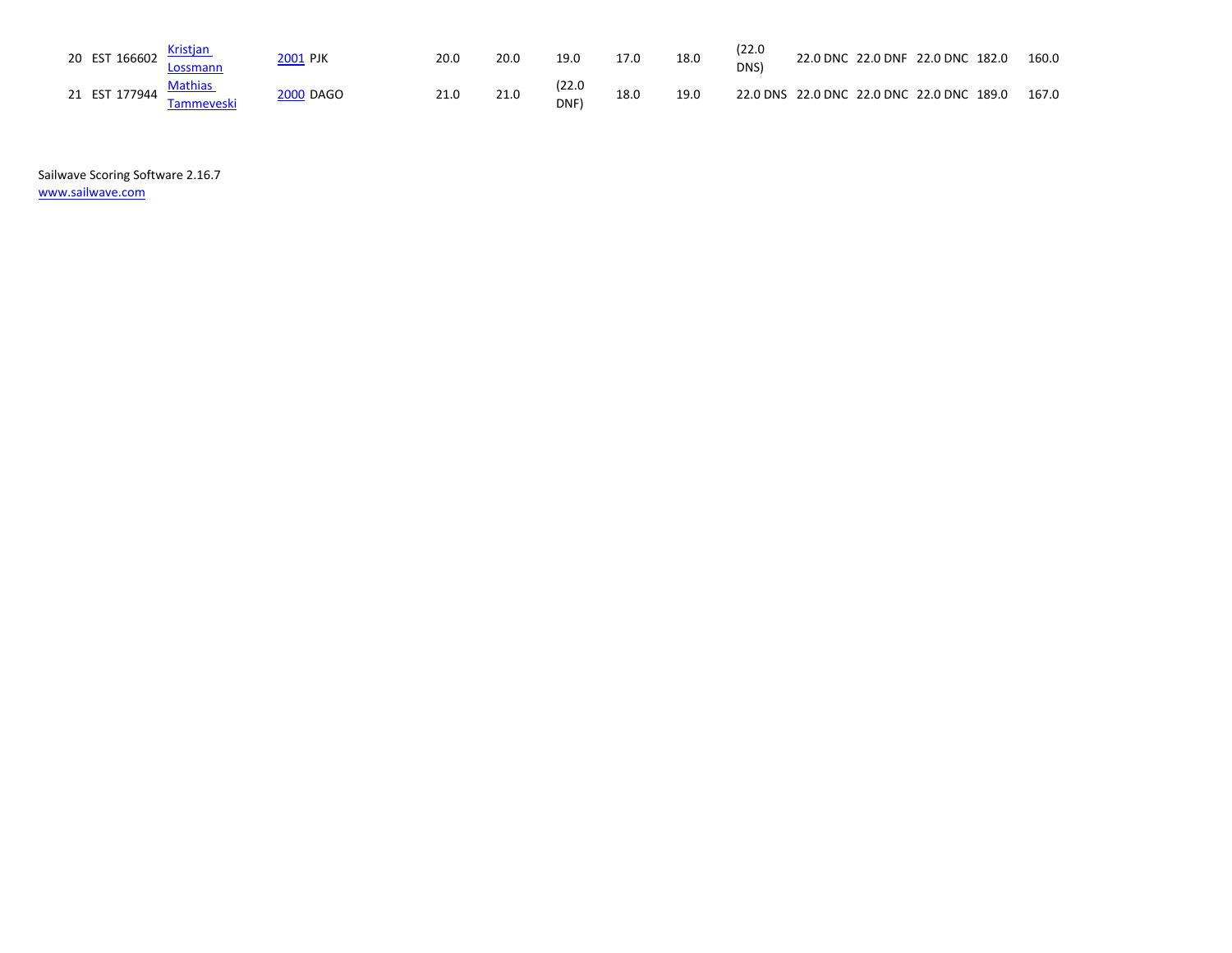| | | | | | | | | | | | | | | | | |
|---|---|---|---|---|---|---|---|---|---|---|---|---|---|---|---|---|
| 20 | EST | 166602 | Kristjan Lossmann | 2001 | PJK | 20.0 | 20.0 | 19.0 | 17.0 | 18.0 | (22.0 DNS) | 22.0 DNC | 22.0 DNF | 22.0 DNC | 182.0 | 160.0 |
| 21 | EST | 177944 | Mathias Tammeveski | 2000 | DAGO | 21.0 | 21.0 | (22.0 DNF) | 18.0 | 19.0 | 22.0 DNS | 22.0 DNC | 22.0 DNC | 22.0 DNC | 189.0 | 167.0 |

Sailwave Scoring Software 2.16.7
www.sailwave.com